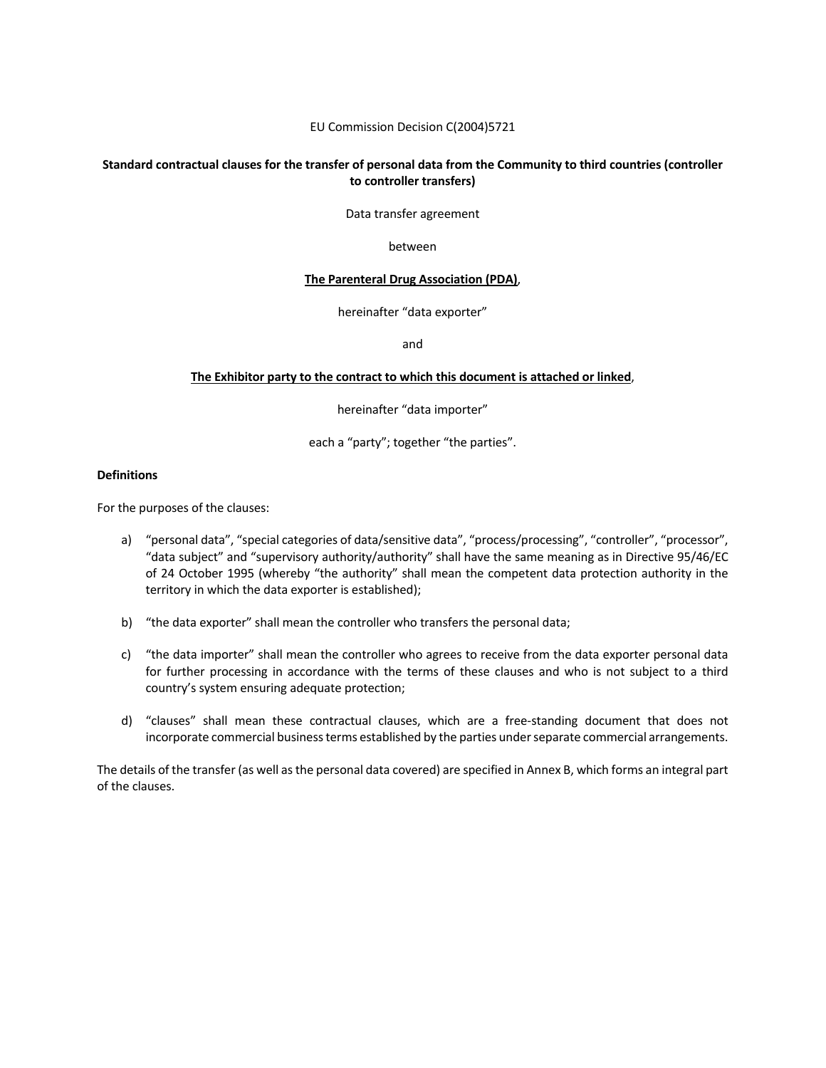EU Commission Decision C(2004)5721

**Standard contractual clauses for the transfer of personal data from the Community to third countries (controller to controller transfers)**

Data transfer agreement

between

**<u>The Parenteral Drug Association (PDA)</u>**,

hereinafter “data exporter”

and

**<u>The Exhibitor party to the contract to which this document is attached or linked</u>**,

hereinafter “data importer”

each a “party”; together “the parties”.

**Definitions**

For the purposes of the clauses:

a) “personal data”, “special categories of data/sensitive data”, “process/processing”, “controller”, “processor”, “data subject” and “supervisory authority/authority” shall have the same meaning as in Directive 95/46/EC of 24 October 1995 (whereby “the authority” shall mean the competent data protection authority in the territory in which the data exporter is established);

b) “the data exporter” shall mean the controller who transfers the personal data;

c) “the data importer” shall mean the controller who agrees to receive from the data exporter personal data for further processing in accordance with the terms of these clauses and who is not subject to a third country’s system ensuring adequate protection;

d) “clauses” shall mean these contractual clauses, which are a free-standing document that does not incorporate commercial business terms established by the parties under separate commercial arrangements.

The details of the transfer (as well as the personal data covered) are specified in Annex B, which forms an integral part of the clauses.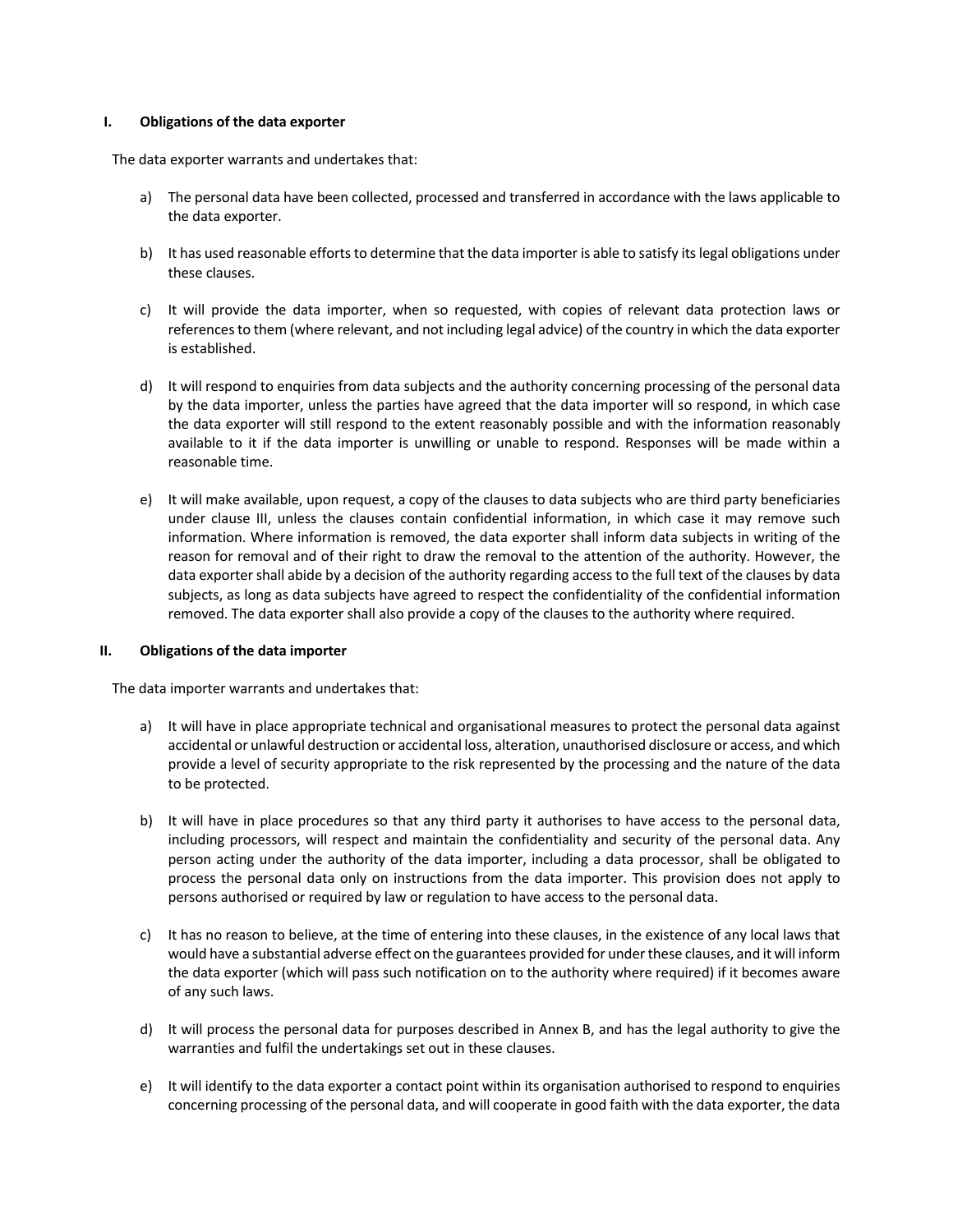## I. Obligations of the data exporter

The data exporter warrants and undertakes that:

a) The personal data have been collected, processed and transferred in accordance with the laws applicable to the data exporter.

b) It has used reasonable efforts to determine that the data importer is able to satisfy its legal obligations under these clauses.

c) It will provide the data importer, when so requested, with copies of relevant data protection laws or references to them (where relevant, and not including legal advice) of the country in which the data exporter is established.

d) It will respond to enquiries from data subjects and the authority concerning processing of the personal data by the data importer, unless the parties have agreed that the data importer will so respond, in which case the data exporter will still respond to the extent reasonably possible and with the information reasonably available to it if the data importer is unwilling or unable to respond. Responses will be made within a reasonable time.

e) It will make available, upon request, a copy of the clauses to data subjects who are third party beneficiaries under clause III, unless the clauses contain confidential information, in which case it may remove such information. Where information is removed, the data exporter shall inform data subjects in writing of the reason for removal and of their right to draw the removal to the attention of the authority. However, the data exporter shall abide by a decision of the authority regarding access to the full text of the clauses by data subjects, as long as data subjects have agreed to respect the confidentiality of the confidential information removed. The data exporter shall also provide a copy of the clauses to the authority where required.

## II. Obligations of the data importer

The data importer warrants and undertakes that:

a) It will have in place appropriate technical and organisational measures to protect the personal data against accidental or unlawful destruction or accidental loss, alteration, unauthorised disclosure or access, and which provide a level of security appropriate to the risk represented by the processing and the nature of the data to be protected.

b) It will have in place procedures so that any third party it authorises to have access to the personal data, including processors, will respect and maintain the confidentiality and security of the personal data. Any person acting under the authority of the data importer, including a data processor, shall be obligated to process the personal data only on instructions from the data importer. This provision does not apply to persons authorised or required by law or regulation to have access to the personal data.

c) It has no reason to believe, at the time of entering into these clauses, in the existence of any local laws that would have a substantial adverse effect on the guarantees provided for under these clauses, and it will inform the data exporter (which will pass such notification on to the authority where required) if it becomes aware of any such laws.

d) It will process the personal data for purposes described in Annex B, and has the legal authority to give the warranties and fulfil the undertakings set out in these clauses.

e) It will identify to the data exporter a contact point within its organisation authorised to respond to enquiries concerning processing of the personal data, and will cooperate in good faith with the data exporter, the data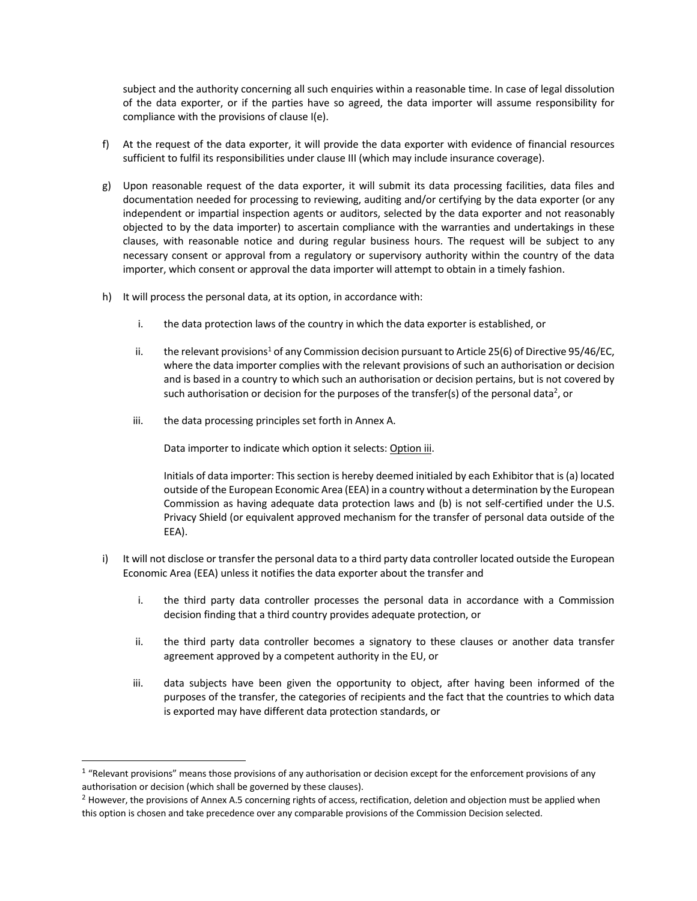subject and the authority concerning all such enquiries within a reasonable time. In case of legal dissolution of the data exporter, or if the parties have so agreed, the data importer will assume responsibility for compliance with the provisions of clause I(e).

f) At the request of the data exporter, it will provide the data exporter with evidence of financial resources sufficient to fulfil its responsibilities under clause III (which may include insurance coverage).

g) Upon reasonable request of the data exporter, it will submit its data processing facilities, data files and documentation needed for processing to reviewing, auditing and/or certifying by the data exporter (or any independent or impartial inspection agents or auditors, selected by the data exporter and not reasonably objected to by the data importer) to ascertain compliance with the warranties and undertakings in these clauses, with reasonable notice and during regular business hours. The request will be subject to any necessary consent or approval from a regulatory or supervisory authority within the country of the data importer, which consent or approval the data importer will attempt to obtain in a timely fashion.

h) It will process the personal data, at its option, in accordance with:

   i. the data protection laws of the country in which the data exporter is established, or

   ii. the relevant provisions[1] of any Commission decision pursuant to Article 25(6) of Directive 95/46/EC, where the data importer complies with the relevant provisions of such an authorisation or decision and is based in a country to which such an authorisation or decision pertains, but is not covered by such authorisation or decision for the purposes of the transfer(s) of the personal data[2], or

   iii. the data processing principles set forth in Annex A.

   Data importer to indicate which option it selects: <u>Option iii</u>.

   Initials of data importer: This section is hereby deemed initialed by each Exhibitor that is (a) located outside of the European Economic Area (EEA) in a country without a determination by the European Commission as having adequate data protection laws and (b) is not self-certified under the U.S. Privacy Shield (or equivalent approved mechanism for the transfer of personal data outside of the EEA).

i) It will not disclose or transfer the personal data to a third party data controller located outside the European Economic Area (EEA) unless it notifies the data exporter about the transfer and

   i. the third party data controller processes the personal data in accordance with a Commission decision finding that a third country provides adequate protection, or

   ii. the third party data controller becomes a signatory to these clauses or another data transfer agreement approved by a competent authority in the EU, or

   iii. data subjects have been given the opportunity to object, after having been informed of the purposes of the transfer, the categories of recipients and the fact that the countries to which data is exported may have different data protection standards, or

---

[1] "Relevant provisions" means those provisions of any authorisation or decision except for the enforcement provisions of any authorisation or decision (which shall be governed by these clauses).

[2] However, the provisions of Annex A.5 concerning rights of access, rectification, deletion and objection must be applied when this option is chosen and take precedence over any comparable provisions of the Commission Decision selected.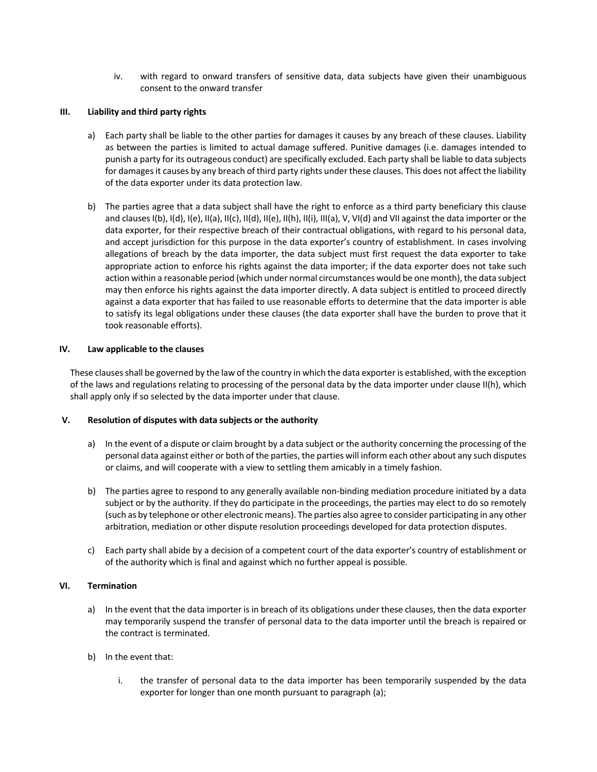iv. with regard to onward transfers of sensitive data, data subjects have given their unambiguous consent to the onward transfer

## III. Liability and third party rights

a) Each party shall be liable to the other parties for damages it causes by any breach of these clauses. Liability as between the parties is limited to actual damage suffered. Punitive damages (i.e. damages intended to punish a party for its outrageous conduct) are specifically excluded. Each party shall be liable to data subjects for damages it causes by any breach of third party rights under these clauses. This does not affect the liability of the data exporter under its data protection law.

b) The parties agree that a data subject shall have the right to enforce as a third party beneficiary this clause and clauses I(b), I(d), I(e), II(a), II(c), II(d), II(e), II(h), II(i), III(a), V, VI(d) and VII against the data importer or the data exporter, for their respective breach of their contractual obligations, with regard to his personal data, and accept jurisdiction for this purpose in the data exporter's country of establishment. In cases involving allegations of breach by the data importer, the data subject must first request the data exporter to take appropriate action to enforce his rights against the data importer; if the data exporter does not take such action within a reasonable period (which under normal circumstances would be one month), the data subject may then enforce his rights against the data importer directly. A data subject is entitled to proceed directly against a data exporter that has failed to use reasonable efforts to determine that the data importer is able to satisfy its legal obligations under these clauses (the data exporter shall have the burden to prove that it took reasonable efforts).

## IV. Law applicable to the clauses

These clauses shall be governed by the law of the country in which the data exporter is established, with the exception of the laws and regulations relating to processing of the personal data by the data importer under clause II(h), which shall apply only if so selected by the data importer under that clause.

## V. Resolution of disputes with data subjects or the authority

a) In the event of a dispute or claim brought by a data subject or the authority concerning the processing of the personal data against either or both of the parties, the parties will inform each other about any such disputes or claims, and will cooperate with a view to settling them amicably in a timely fashion.

b) The parties agree to respond to any generally available non-binding mediation procedure initiated by a data subject or by the authority. If they do participate in the proceedings, the parties may elect to do so remotely (such as by telephone or other electronic means). The parties also agree to consider participating in any other arbitration, mediation or other dispute resolution proceedings developed for data protection disputes.

c) Each party shall abide by a decision of a competent court of the data exporter's country of establishment or of the authority which is final and against which no further appeal is possible.

## VI. Termination

a) In the event that the data importer is in breach of its obligations under these clauses, then the data exporter may temporarily suspend the transfer of personal data to the data importer until the breach is repaired or the contract is terminated.

b) In the event that:

i. the transfer of personal data to the data importer has been temporarily suspended by the data exporter for longer than one month pursuant to paragraph (a);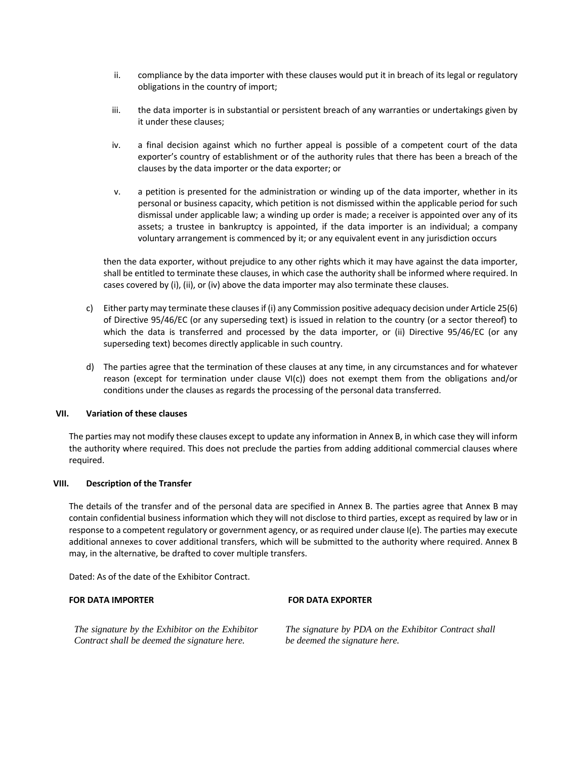ii. compliance by the data importer with these clauses would put it in breach of its legal or regulatory obligations in the country of import;

iii. the data importer is in substantial or persistent breach of any warranties or undertakings given by it under these clauses;

iv. a final decision against which no further appeal is possible of a competent court of the data exporter's country of establishment or of the authority rules that there has been a breach of the clauses by the data importer or the data exporter; or

v. a petition is presented for the administration or winding up of the data importer, whether in its personal or business capacity, which petition is not dismissed within the applicable period for such dismissal under applicable law; a winding up order is made; a receiver is appointed over any of its assets; a trustee in bankruptcy is appointed, if the data importer is an individual; a company voluntary arrangement is commenced by it; or any equivalent event in any jurisdiction occurs

then the data exporter, without prejudice to any other rights which it may have against the data importer, shall be entitled to terminate these clauses, in which case the authority shall be informed where required. In cases covered by (i), (ii), or (iv) above the data importer may also terminate these clauses.

c) Either party may terminate these clauses if (i) any Commission positive adequacy decision under Article 25(6) of Directive 95/46/EC (or any superseding text) is issued in relation to the country (or a sector thereof) to which the data is transferred and processed by the data importer, or (ii) Directive 95/46/EC (or any superseding text) becomes directly applicable in such country.

d) The parties agree that the termination of these clauses at any time, in any circumstances and for whatever reason (except for termination under clause VI(c)) does not exempt them from the obligations and/or conditions under the clauses as regards the processing of the personal data transferred.

## VII. Variation of these clauses

The parties may not modify these clauses except to update any information in Annex B, in which case they will inform the authority where required. This does not preclude the parties from adding additional commercial clauses where required.

## VIII. Description of the Transfer

The details of the transfer and of the personal data are specified in Annex B. The parties agree that Annex B may contain confidential business information which they will not disclose to third parties, except as required by law or in response to a competent regulatory or government agency, or as required under clause I(e). The parties may execute additional annexes to cover additional transfers, which will be submitted to the authority where required. Annex B may, in the alternative, be drafted to cover multiple transfers.

Dated: As of the date of the Exhibitor Contract.

**FOR DATA IMPORTER**

*The signature by the Exhibitor on the Exhibitor Contract shall be deemed the signature here.*

**FOR DATA EXPORTER**

*The signature by PDA on the Exhibitor Contract shall be deemed the signature here.*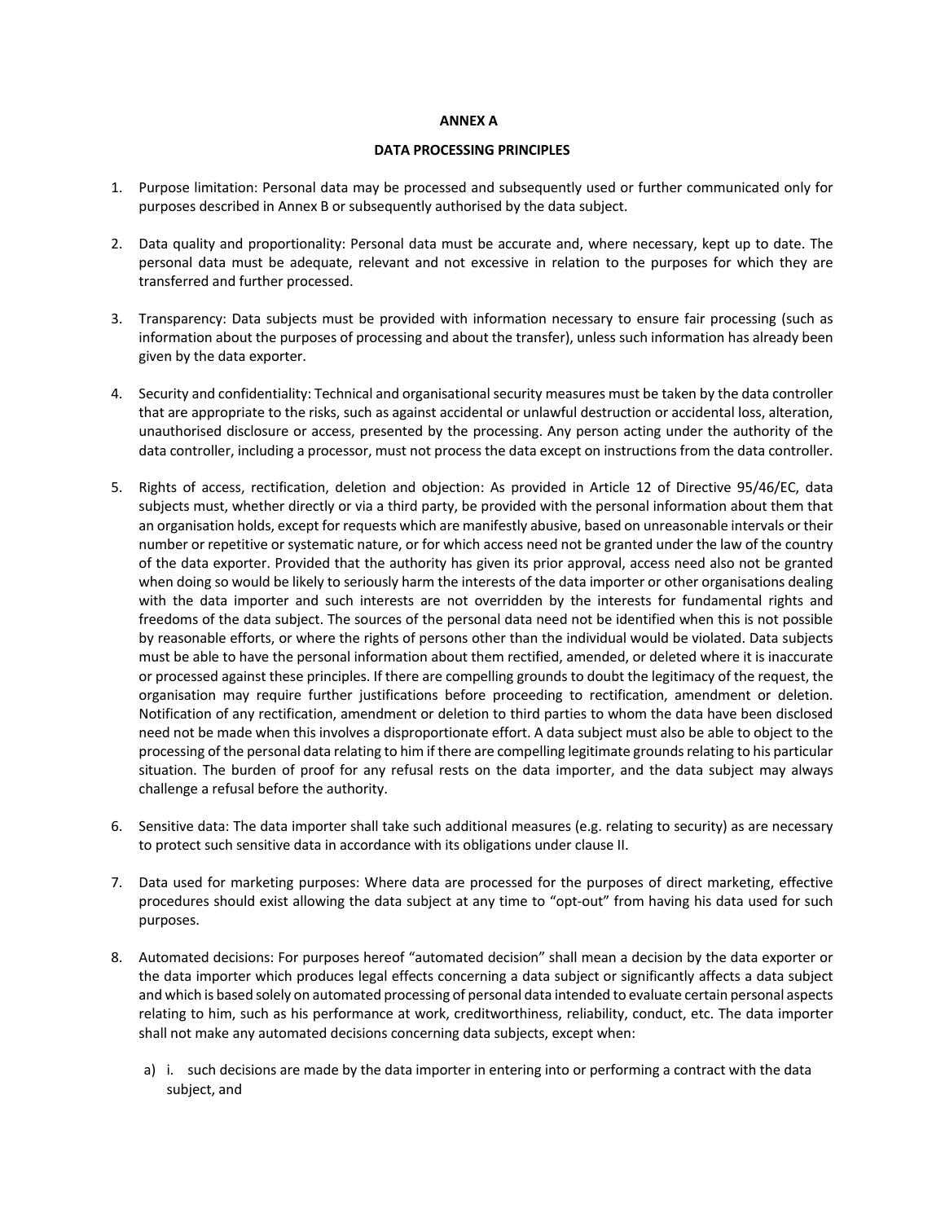# ANNEX A

## DATA PROCESSING PRINCIPLES

1. Purpose limitation: Personal data may be processed and subsequently used or further communicated only for purposes described in Annex B or subsequently authorised by the data subject.

2. Data quality and proportionality: Personal data must be accurate and, where necessary, kept up to date. The personal data must be adequate, relevant and not excessive in relation to the purposes for which they are transferred and further processed.

3. Transparency: Data subjects must be provided with information necessary to ensure fair processing (such as information about the purposes of processing and about the transfer), unless such information has already been given by the data exporter.

4. Security and confidentiality: Technical and organisational security measures must be taken by the data controller that are appropriate to the risks, such as against accidental or unlawful destruction or accidental loss, alteration, unauthorised disclosure or access, presented by the processing. Any person acting under the authority of the data controller, including a processor, must not process the data except on instructions from the data controller.

5. Rights of access, rectification, deletion and objection: As provided in Article 12 of Directive 95/46/EC, data subjects must, whether directly or via a third party, be provided with the personal information about them that an organisation holds, except for requests which are manifestly abusive, based on unreasonable intervals or their number or repetitive or systematic nature, or for which access need not be granted under the law of the country of the data exporter. Provided that the authority has given its prior approval, access need also not be granted when doing so would be likely to seriously harm the interests of the data importer or other organisations dealing with the data importer and such interests are not overridden by the interests for fundamental rights and freedoms of the data subject. The sources of the personal data need not be identified when this is not possible by reasonable efforts, or where the rights of persons other than the individual would be violated. Data subjects must be able to have the personal information about them rectified, amended, or deleted where it is inaccurate or processed against these principles. If there are compelling grounds to doubt the legitimacy of the request, the organisation may require further justifications before proceeding to rectification, amendment or deletion. Notification of any rectification, amendment or deletion to third parties to whom the data have been disclosed need not be made when this involves a disproportionate effort. A data subject must also be able to object to the processing of the personal data relating to him if there are compelling legitimate grounds relating to his particular situation. The burden of proof for any refusal rests on the data importer, and the data subject may always challenge a refusal before the authority.

6. Sensitive data: The data importer shall take such additional measures (e.g. relating to security) as are necessary to protect such sensitive data in accordance with its obligations under clause II.

7. Data used for marketing purposes: Where data are processed for the purposes of direct marketing, effective procedures should exist allowing the data subject at any time to "opt-out" from having his data used for such purposes.

8. Automated decisions: For purposes hereof "automated decision" shall mean a decision by the data exporter or the data importer which produces legal effects concerning a data subject or significantly affects a data subject and which is based solely on automated processing of personal data intended to evaluate certain personal aspects relating to him, such as his performance at work, creditworthiness, reliability, conduct, etc. The data importer shall not make any automated decisions concerning data subjects, except when:

   a) i. such decisions are made by the data importer in entering into or performing a contract with the data subject, and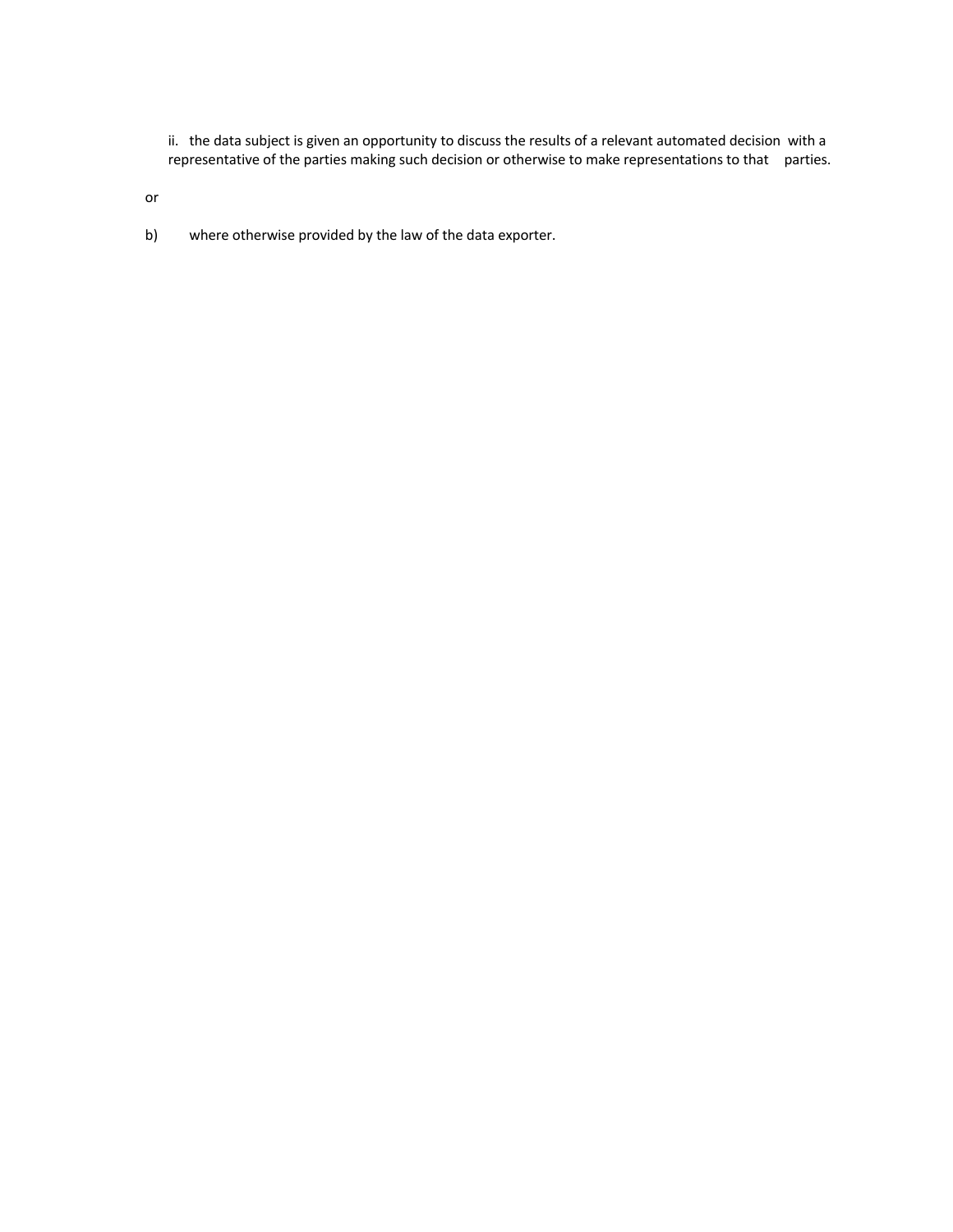ii. the data subject is given an opportunity to discuss the results of a relevant automated decision with a representative of the parties making such decision or otherwise to make representations to that parties.

or

b) where otherwise provided by the law of the data exporter.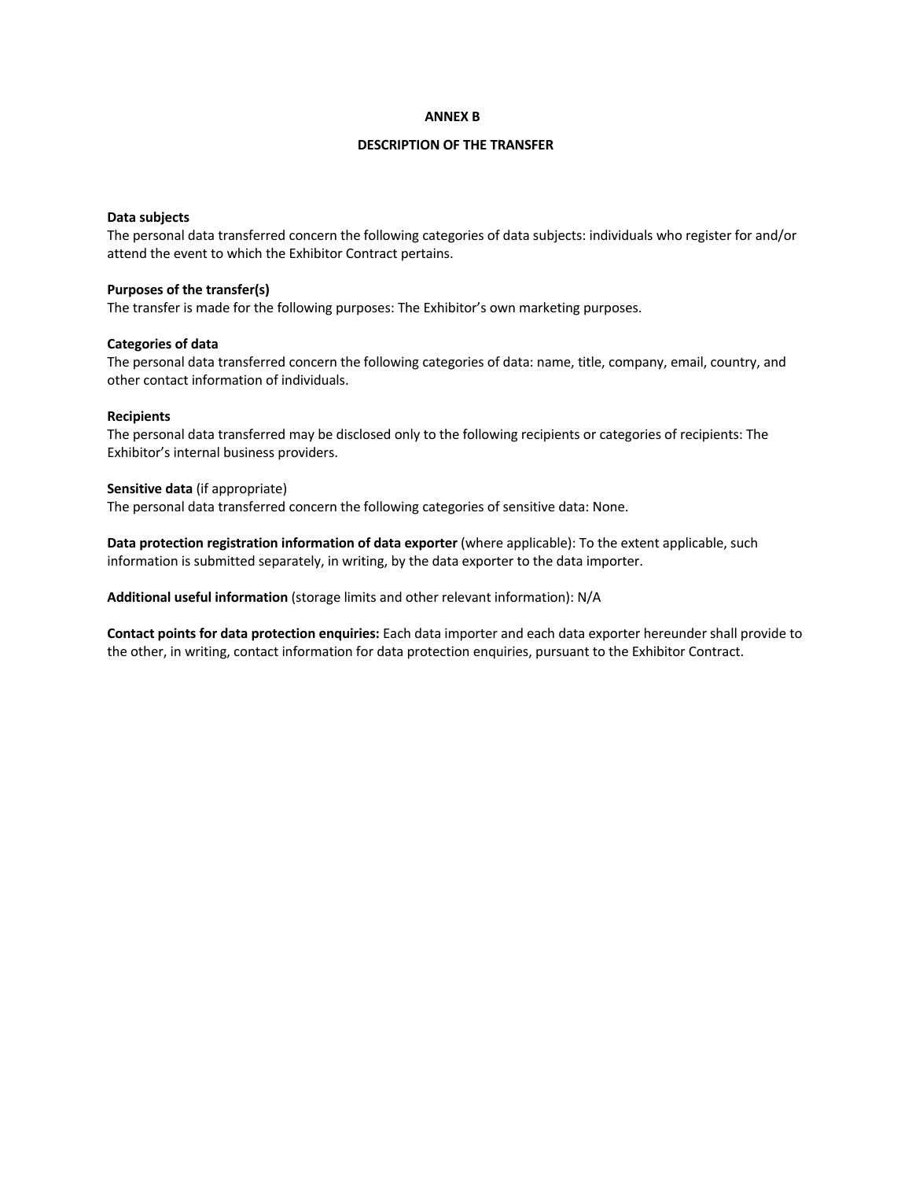# ANNEX B

## DESCRIPTION OF THE TRANSFER

**Data subjects**
The personal data transferred concern the following categories of data subjects: individuals who register for and/or attend the event to which the Exhibitor Contract pertains.

**Purposes of the transfer(s)**
The transfer is made for the following purposes: The Exhibitor's own marketing purposes.

**Categories of data**
The personal data transferred concern the following categories of data: name, title, company, email, country, and other contact information of individuals.

**Recipients**
The personal data transferred may be disclosed only to the following recipients or categories of recipients: The Exhibitor's internal business providers.

**Sensitive data** (if appropriate)
The personal data transferred concern the following categories of sensitive data: None.

**Data protection registration information of data exporter** (where applicable): To the extent applicable, such information is submitted separately, in writing, by the data exporter to the data importer.

**Additional useful information** (storage limits and other relevant information): N/A

**Contact points for data protection enquiries:** Each data importer and each data exporter hereunder shall provide to the other, in writing, contact information for data protection enquiries, pursuant to the Exhibitor Contract.